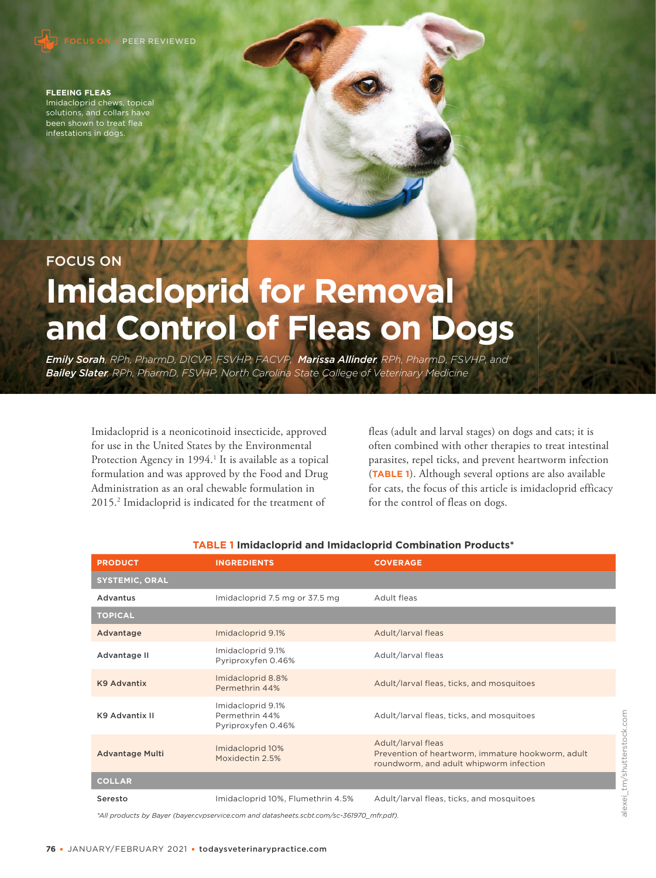FOCUS ON • PEER REVIEWED

**FLEEING FLEAS**
Imidacloprid chews, topical solutions, and collars have been shown to treat flea infestations in dogs.

FOCUS ON

# Imidacloprid for Removal and Control of Fleas on Dogs

***Emily Sorah**, RPh, PharmD, DICVP, FSVHP, FACVP, **Marissa Allinder**, RPh, PharmD, FSVHP, and **Bailey Slater**, RPh, PharmD, FSVHP, North Carolina State College of Veterinary Medicine*

Imidacloprid is a neonicotinoid insecticide, approved for use in the United States by the Environmental Protection Agency in 1994.[1] It is available as a topical formulation and was approved by the Food and Drug Administration as an oral chewable formulation in 2015.[2] Imidacloprid is indicated for the treatment of fleas (adult and larval stages) on dogs and cats; it is often combined with other therapies to treat intestinal parasites, repel ticks, and prevent heartworm infection (**TABLE 1**). Although several options are also available for cats, the focus of this article is imidacloprid efficacy for the control of fleas on dogs.

**TABLE 1 Imidacloprid and Imidacloprid Combination Products***

| PRODUCT | INGREDIENTS | COVERAGE |
|---|---|---|
| **SYSTEMIC, ORAL** | | |
| Advantus | Imidacloprid 7.5 mg or 37.5 mg | Adult fleas |
| **TOPICAL** | | |
| Advantage | Imidacloprid 9.1% | Adult/larval fleas |
| Advantage II | Imidacloprid 9.1%<br>Pyriproxyfen 0.46% | Adult/larval fleas |
| K9 Advantix | Imidacloprid 8.8%<br>Permethrin 44% | Adult/larval fleas, ticks, and mosquitoes |
| K9 Advantix II | Imidacloprid 9.1%<br>Permethrin 44%<br>Pyriproxyfen 0.46% | Adult/larval fleas, ticks, and mosquitoes |
| Advantage Multi | Imidacloprid 10%<br>Moxidectin 2.5% | Adult/larval fleas<br>Prevention of heartworm, immature hookworm, adult roundworm, and adult whipworm infection |
| **COLLAR** | | |
| Seresto | Imidacloprid 10%, Flumethrin 4.5% | Adult/larval fleas, ticks, and mosquitoes |

*All products by Bayer (bayer.cvpservice.com and datasheets.scbt.com/sc-361970_mfr.pdf).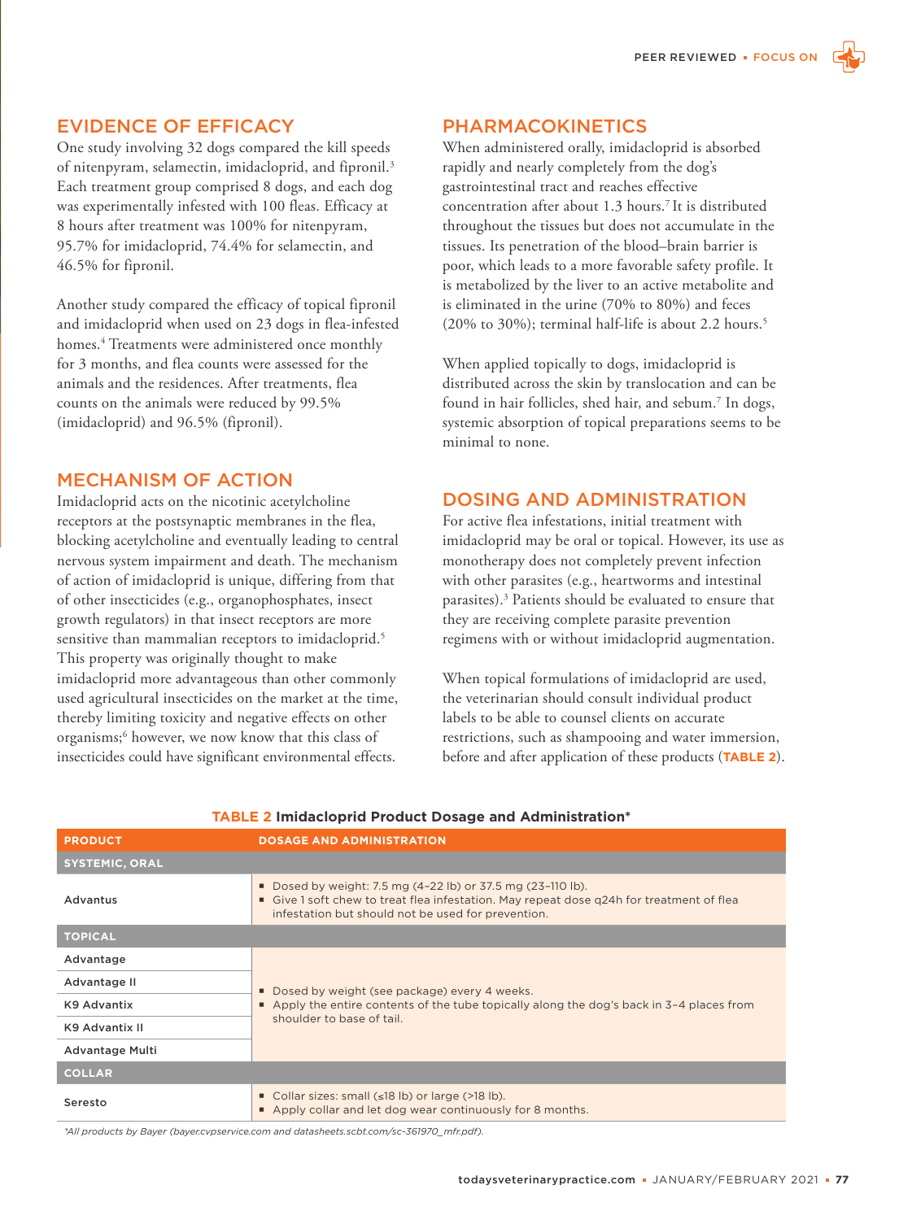## EVIDENCE OF EFFICACY

One study involving 32 dogs compared the kill speeds of nitenpyram, selamectin, imidacloprid, and fipronil.[3] Each treatment group comprised 8 dogs, and each dog was experimentally infested with 100 fleas. Efficacy at 8 hours after treatment was 100% for nitenpyram, 95.7% for imidacloprid, 74.4% for selamectin, and 46.5% for fipronil.

Another study compared the efficacy of topical fipronil and imidacloprid when used on 23 dogs in flea-infested homes.[4] Treatments were administered once monthly for 3 months, and flea counts were assessed for the animals and the residences. After treatments, flea counts on the animals were reduced by 99.5% (imidacloprid) and 96.5% (fipronil).

## MECHANISM OF ACTION

Imidacloprid acts on the nicotinic acetylcholine receptors at the postsynaptic membranes in the flea, blocking acetylcholine and eventually leading to central nervous system impairment and death. The mechanism of action of imidacloprid is unique, differing from that of other insecticides (e.g., organophosphates, insect growth regulators) in that insect receptors are more sensitive than mammalian receptors to imidacloprid.[5] This property was originally thought to make imidacloprid more advantageous than other commonly used agricultural insecticides on the market at the time, thereby limiting toxicity and negative effects on other organisms;[6] however, we now know that this class of insecticides could have significant environmental effects.

## PHARMACOKINETICS

When administered orally, imidacloprid is absorbed rapidly and nearly completely from the dog's gastrointestinal tract and reaches effective concentration after about 1.3 hours.[7] It is distributed throughout the tissues but does not accumulate in the tissues. Its penetration of the blood–brain barrier is poor, which leads to a more favorable safety profile. It is metabolized by the liver to an active metabolite and is eliminated in the urine (70% to 80%) and feces (20% to 30%); terminal half-life is about 2.2 hours.[5]

When applied topically to dogs, imidacloprid is distributed across the skin by translocation and can be found in hair follicles, shed hair, and sebum.[7] In dogs, systemic absorption of topical preparations seems to be minimal to none.

## DOSING AND ADMINISTRATION

For active flea infestations, initial treatment with imidacloprid may be oral or topical. However, its use as monotherapy does not completely prevent infection with other parasites (e.g., heartworms and intestinal parasites).[3] Patients should be evaluated to ensure that they are receiving complete parasite prevention regimens with or without imidacloprid augmentation.

When topical formulations of imidacloprid are used, the veterinarian should consult individual product labels to be able to counsel clients on accurate restrictions, such as shampooing and water immersion, before and after application of these products (**TABLE 2**).

**TABLE 2 Imidacloprid Product Dosage and Administration***

| PRODUCT | DOSAGE AND ADMINISTRATION |
|---|---|
| **SYSTEMIC, ORAL** | |
| Advantus | ▪ Dosed by weight: 7.5 mg (4–22 lb) or 37.5 mg (23–110 lb).<br>▪ Give 1 soft chew to treat flea infestation. May repeat dose q24h for treatment of flea infestation but should not be used for prevention. |
| **TOPICAL** | |
| Advantage | ▪ Dosed by weight (see package) every 4 weeks.<br>▪ Apply the entire contents of the tube topically along the dog's back in 3–4 places from shoulder to base of tail. |
| Advantage II | |
| K9 Advantix | |
| K9 Advantix II | |
| Advantage Multi | |
| **COLLAR** | |
| Seresto | ▪ Collar sizes: small (≤18 lb) or large (>18 lb).<br>▪ Apply collar and let dog wear continuously for 8 months. |

*All products by Bayer (bayer.cvpservice.com and datasheets.scbt.com/sc-361970_mfr.pdf).*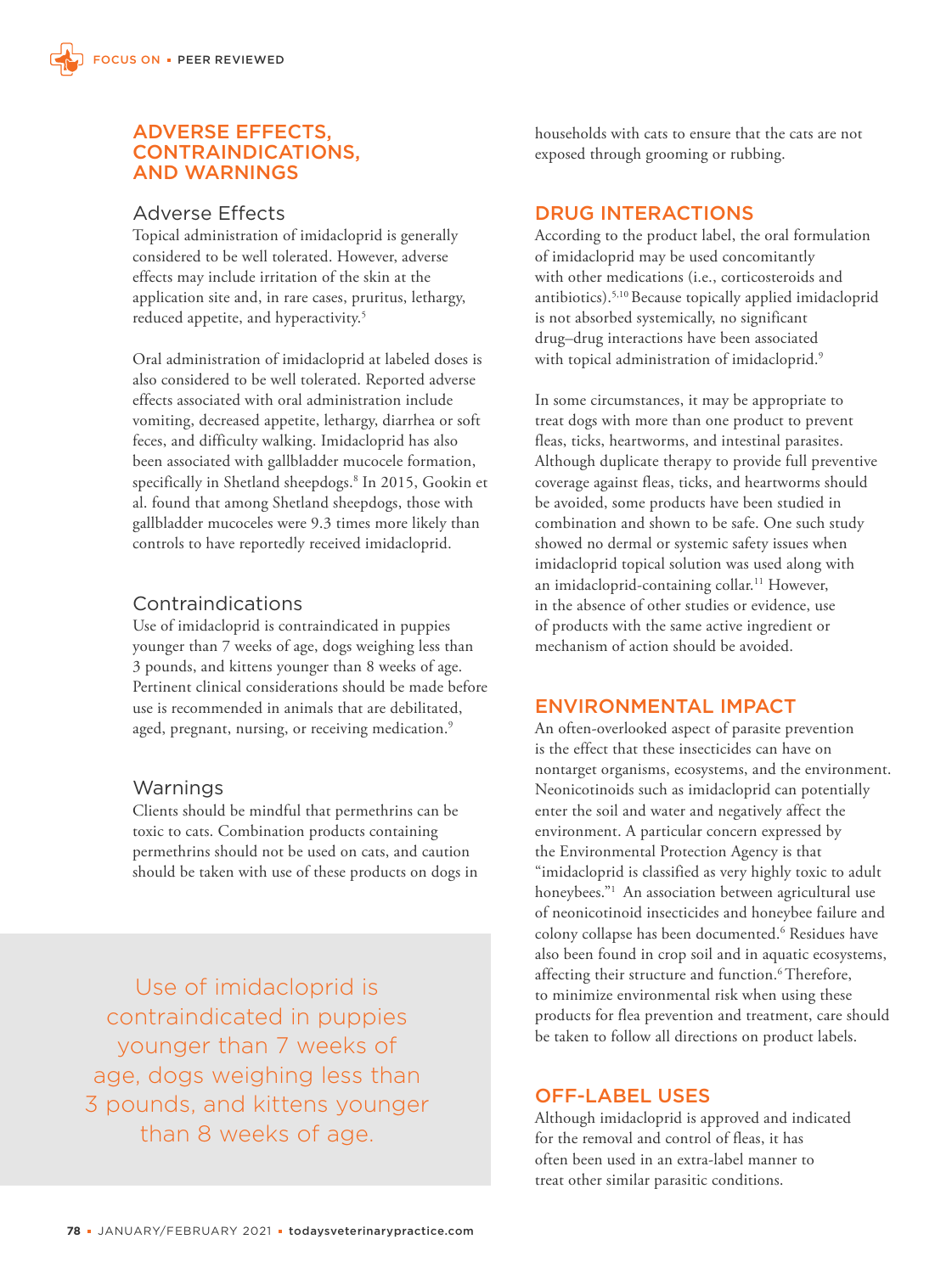## ADVERSE EFFECTS, CONTRAINDICATIONS, AND WARNINGS

### Adverse Effects

Topical administration of imidacloprid is generally considered to be well tolerated. However, adverse effects may include irritation of the skin at the application site and, in rare cases, pruritus, lethargy, reduced appetite, and hyperactivity.[5]

Oral administration of imidacloprid at labeled doses is also considered to be well tolerated. Reported adverse effects associated with oral administration include vomiting, decreased appetite, lethargy, diarrhea or soft feces, and difficulty walking. Imidacloprid has also been associated with gallbladder mucocele formation, specifically in Shetland sheepdogs.[8] In 2015, Gookin et al. found that among Shetland sheepdogs, those with gallbladder mucoceles were 9.3 times more likely than controls to have reportedly received imidacloprid.

### Contraindications

Use of imidacloprid is contraindicated in puppies younger than 7 weeks of age, dogs weighing less than 3 pounds, and kittens younger than 8 weeks of age. Pertinent clinical considerations should be made before use is recommended in animals that are debilitated, aged, pregnant, nursing, or receiving medication.[9]

### Warnings

Clients should be mindful that permethrins can be toxic to cats. Combination products containing permethrins should not be used on cats, and caution should be taken with use of these products on dogs in households with cats to ensure that the cats are not exposed through grooming or rubbing.

> Use of imidacloprid is contraindicated in puppies younger than 7 weeks of age, dogs weighing less than 3 pounds, and kittens younger than 8 weeks of age.

## DRUG INTERACTIONS

According to the product label, the oral formulation of imidacloprid may be used concomitantly with other medications (i.e., corticosteroids and antibiotics).[5,10] Because topically applied imidacloprid is not absorbed systemically, no significant drug–drug interactions have been associated with topical administration of imidacloprid.[9]

In some circumstances, it may be appropriate to treat dogs with more than one product to prevent fleas, ticks, heartworms, and intestinal parasites. Although duplicate therapy to provide full preventive coverage against fleas, ticks, and heartworms should be avoided, some products have been studied in combination and shown to be safe. One such study showed no dermal or systemic safety issues when imidacloprid topical solution was used along with an imidacloprid-containing collar.[11] However, in the absence of other studies or evidence, use of products with the same active ingredient or mechanism of action should be avoided.

## ENVIRONMENTAL IMPACT

An often-overlooked aspect of parasite prevention is the effect that these insecticides can have on nontarget organisms, ecosystems, and the environment. Neonicotinoids such as imidacloprid can potentially enter the soil and water and negatively affect the environment. A particular concern expressed by the Environmental Protection Agency is that "imidacloprid is classified as very highly toxic to adult honeybees."[1] An association between agricultural use of neonicotinoid insecticides and honeybee failure and colony collapse has been documented.[6] Residues have also been found in crop soil and in aquatic ecosystems, affecting their structure and function.[6] Therefore, to minimize environmental risk when using these products for flea prevention and treatment, care should be taken to follow all directions on product labels.

## OFF-LABEL USES

Although imidacloprid is approved and indicated for the removal and control of fleas, it has often been used in an extra-label manner to treat other similar parasitic conditions.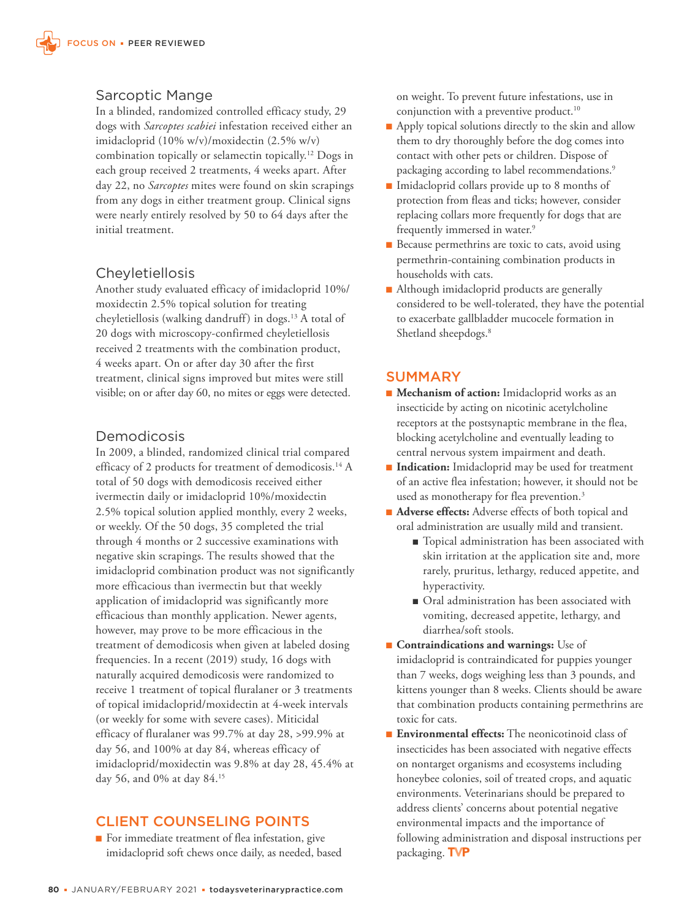## Sarcoptic Mange

In a blinded, randomized controlled efficacy study, 29 dogs with *Sarcoptes scabiei* infestation received either an imidacloprid (10% w/v)/moxidectin (2.5% w/v) combination topically or selamectin topically.[12] Dogs in each group received 2 treatments, 4 weeks apart. After day 22, no *Sarcoptes* mites were found on skin scrapings from any dogs in either treatment group. Clinical signs were nearly entirely resolved by 50 to 64 days after the initial treatment.

## Cheyletiellosis

Another study evaluated efficacy of imidacloprid 10%/moxidectin 2.5% topical solution for treating cheyletiellosis (walking dandruff) in dogs.[13] A total of 20 dogs with microscopy-confirmed cheyletiellosis received 2 treatments with the combination product, 4 weeks apart. On or after day 30 after the first treatment, clinical signs improved but mites were still visible; on or after day 60, no mites or eggs were detected.

## Demodicosis

In 2009, a blinded, randomized clinical trial compared efficacy of 2 products for treatment of demodicosis.[14] A total of 50 dogs with demodicosis received either ivermectin daily or imidacloprid 10%/moxidectin 2.5% topical solution applied monthly, every 2 weeks, or weekly. Of the 50 dogs, 35 completed the trial through 4 months or 2 successive examinations with negative skin scrapings. The results showed that the imidacloprid combination product was not significantly more efficacious than ivermectin but that weekly application of imidacloprid was significantly more efficacious than monthly application. Newer agents, however, may prove to be more efficacious in the treatment of demodicosis when given at labeled dosing frequencies. In a recent (2019) study, 16 dogs with naturally acquired demodicosis were randomized to receive 1 treatment of topical fluralaner or 3 treatments of topical imidacloprid/moxidectin at 4-week intervals (or weekly for some with severe cases). Miticidal efficacy of fluralaner was 99.7% at day 28, >99.9% at day 56, and 100% at day 84, whereas efficacy of imidacloprid/moxidectin was 9.8% at day 28, 45.4% at day 56, and 0% at day 84.[15]

## CLIENT COUNSELING POINTS

- For immediate treatment of flea infestation, give imidacloprid soft chews once daily, as needed, based on weight. To prevent future infestations, use in conjunction with a preventive product.[10]
- Apply topical solutions directly to the skin and allow them to dry thoroughly before the dog comes into contact with other pets or children. Dispose of packaging according to label recommendations.[9]
- Imidacloprid collars provide up to 8 months of protection from fleas and ticks; however, consider replacing collars more frequently for dogs that are frequently immersed in water.[9]
- Because permethrins are toxic to cats, avoid using permethrin-containing combination products in households with cats.
- Although imidacloprid products are generally considered to be well-tolerated, they have the potential to exacerbate gallbladder mucocele formation in Shetland sheepdogs.[8]

## SUMMARY

- **Mechanism of action:** Imidacloprid works as an insecticide by acting on nicotinic acetylcholine receptors at the postsynaptic membrane in the flea, blocking acetylcholine and eventually leading to central nervous system impairment and death.
- **Indication:** Imidacloprid may be used for treatment of an active flea infestation; however, it should not be used as monotherapy for flea prevention.[3]
- **Adverse effects:** Adverse effects of both topical and oral administration are usually mild and transient.
  - Topical administration has been associated with skin irritation at the application site and, more rarely, pruritus, lethargy, reduced appetite, and hyperactivity.
  - Oral administration has been associated with vomiting, decreased appetite, lethargy, and diarrhea/soft stools.
- **Contraindications and warnings:** Use of imidacloprid is contraindicated for puppies younger than 7 weeks, dogs weighing less than 3 pounds, and kittens younger than 8 weeks. Clients should be aware that combination products containing permethrins are toxic for cats.
- **Environmental effects:** The neonicotinoid class of insecticides has been associated with negative effects on nontarget organisms and ecosystems including honeybee colonies, soil of treated crops, and aquatic environments. Veterinarians should be prepared to address clients' concerns about potential negative environmental impacts and the importance of following administration and disposal instructions per packaging.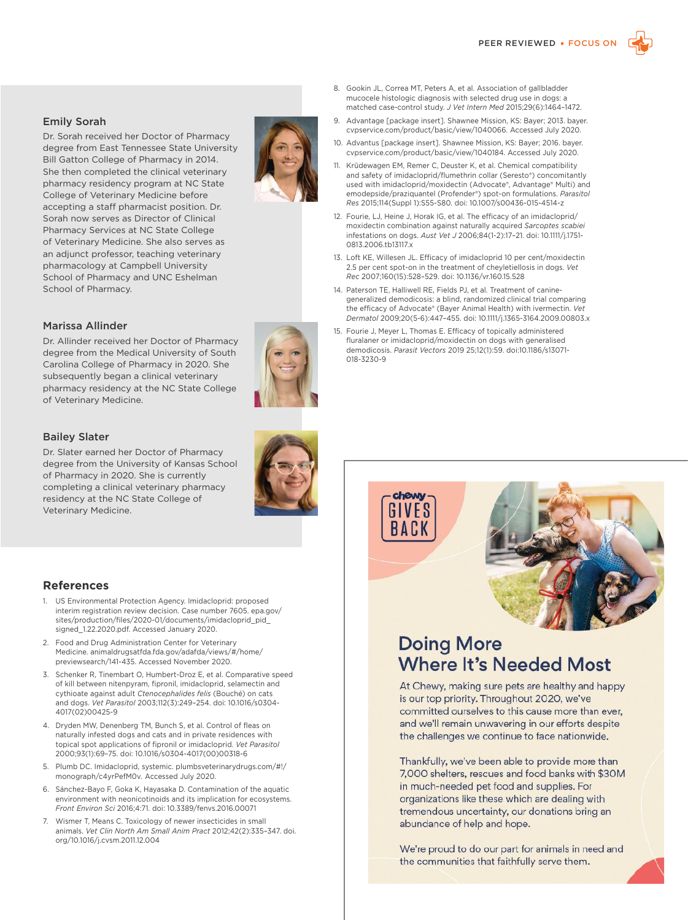### Emily Sorah

Dr. Sorah received her Doctor of Pharmacy degree from East Tennessee State University Bill Gatton College of Pharmacy in 2014. She then completed the clinical veterinary pharmacy residency program at NC State College of Veterinary Medicine before accepting a staff pharmacist position. Dr. Sorah now serves as Director of Clinical Pharmacy Services at NC State College of Veterinary Medicine. She also serves as an adjunct professor, teaching veterinary pharmacology at Campbell University School of Pharmacy and UNC Eshelman School of Pharmacy.

### Marissa Allinder

Dr. Allinder received her Doctor of Pharmacy degree from the Medical University of South Carolina College of Pharmacy in 2020. She subsequently began a clinical veterinary pharmacy residency at the NC State College of Veterinary Medicine.

### Bailey Slater

Dr. Slater earned her Doctor of Pharmacy degree from the University of Kansas School of Pharmacy in 2020. She is currently completing a clinical veterinary pharmacy residency at the NC State College of Veterinary Medicine.

## References

1. US Environmental Protection Agency. Imidacloprid: proposed interim registration review decision. Case number 7605. epa.gov/sites/production/files/2020-01/documents/imidacloprid_pid_signed_1.22.2020.pdf. Accessed January 2020.
2. Food and Drug Administration Center for Veterinary Medicine. animaldrugsatfda.fda.gov/adafda/views/#/home/previewsearch/141-435. Accessed November 2020.
3. Schenker R, Tinembart O, Humbert-Droz E, et al. Comparative speed of kill between nitenpyram, fipronil, imidacloprid, selamectin and cythioate against adult *Ctenocephalides felis* (Bouché) on cats and dogs. *Vet Parasitol* 2003;112(3):249–254. doi: 10.1016/s0304-4017(02)00425-9
4. Dryden MW, Denenberg TM, Bunch S, et al. Control of fleas on naturally infested dogs and cats and in private residences with topical spot applications of fipronil or imidacloprid. *Vet Parasitol* 2000;93(1):69–75. doi: 10.1016/s0304-4017(00)00318-6
5. Plumb DC. Imidacloprid, systemic. plumbsveterinarydrugs.com/#!/monograph/c4yrPefM0v. Accessed July 2020.
6. Sánchez-Bayo F, Goka K, Hayasaka D. Contamination of the aquatic environment with neonicotinoids and its implication for ecosystems. *Front Environ Sci* 2016;4:71. doi: 10.3389/fenvs.2016.00071
7. Wismer T, Means C. Toxicology of newer insecticides in small animals. *Vet Clin North Am Small Anim Pract* 2012;42(2):335–347. doi.org/10.1016/j.cvsm.2011.12.004
8. Gookin JL, Correa MT, Peters A, et al. Association of gallbladder mucocele histologic diagnosis with selected drug use in dogs: a matched case-control study. *J Vet Intern Med* 2015;29(6):1464–1472.
9. Advantage [package insert]. Shawnee Mission, KS: Bayer; 2013. bayer.cvpservice.com/product/basic/view/1040066. Accessed July 2020.
10. Advantus [package insert]. Shawnee Mission, KS: Bayer; 2016. bayer.cvpservice.com/product/basic/view/1040184. Accessed July 2020.
11. Krüdewagen EM, Remer C, Deuster K, et al. Chemical compatibility and safety of imidacloprid/flumethrin collar (Seresto®) concomitantly used with imidacloprid/moxidectin (Advocate®, Advantage® Multi) and emodepside/praziquantel (Profender®) spot-on formulations. *Parasitol Res* 2015;114(Suppl 1):S55-S80. doi: 10.1007/s00436-015-4514-z
12. Fourie, LJ, Heine J, Horak IG, et al. The efficacy of an imidacloprid/moxidectin combination against naturally acquired *Sarcoptes scabiei* infestations on dogs. *Aust Vet J* 2006;84(1-2):17–21. doi: 10.1111/j.1751-0813.2006.tb13117.x
13. Loft KE, Willesen JL. Efficacy of imidacloprid 10 per cent/moxidectin 2.5 per cent spot-on in the treatment of cheyletiellosis in dogs. *Vet Rec* 2007;160(15):528–529. doi: 10.1136/vr.160.15.528
14. Paterson TE, Halliwell RE, Fields PJ, et al. Treatment of canine-generalized demodicosis: a blind, randomized clinical trial comparing the efficacy of Advocate® (Bayer Animal Health) with ivermectin. *Vet Dermatol* 2009;20(5-6):447–455. doi: 10.1111/j.1365-3164.2009.00803.x
15. Fourie J, Meyer L, Thomas E. Efficacy of topically administered fluralaner or imidacloprid/moxidectin on dogs with generalised demodicosis. *Parasit Vectors* 2019 25;12(1):59. doi:10.1186/s13071-018-3230-9

chewy GIVES BACK

## Doing More Where It's Needed Most

At Chewy, making sure pets are healthy and happy is our top priority. Throughout 2020, we've committed ourselves to this cause more than ever, and we'll remain unwavering in our efforts despite the challenges we continue to face nationwide.

Thankfully, we've been able to provide more than 7,000 shelters, rescues and food banks with $30M in much-needed pet food and supplies. For organizations like these which are dealing with tremendous uncertainty, our donations bring an abundance of help and hope.

We're proud to do our part for animals in need and the communities that faithfully serve them.